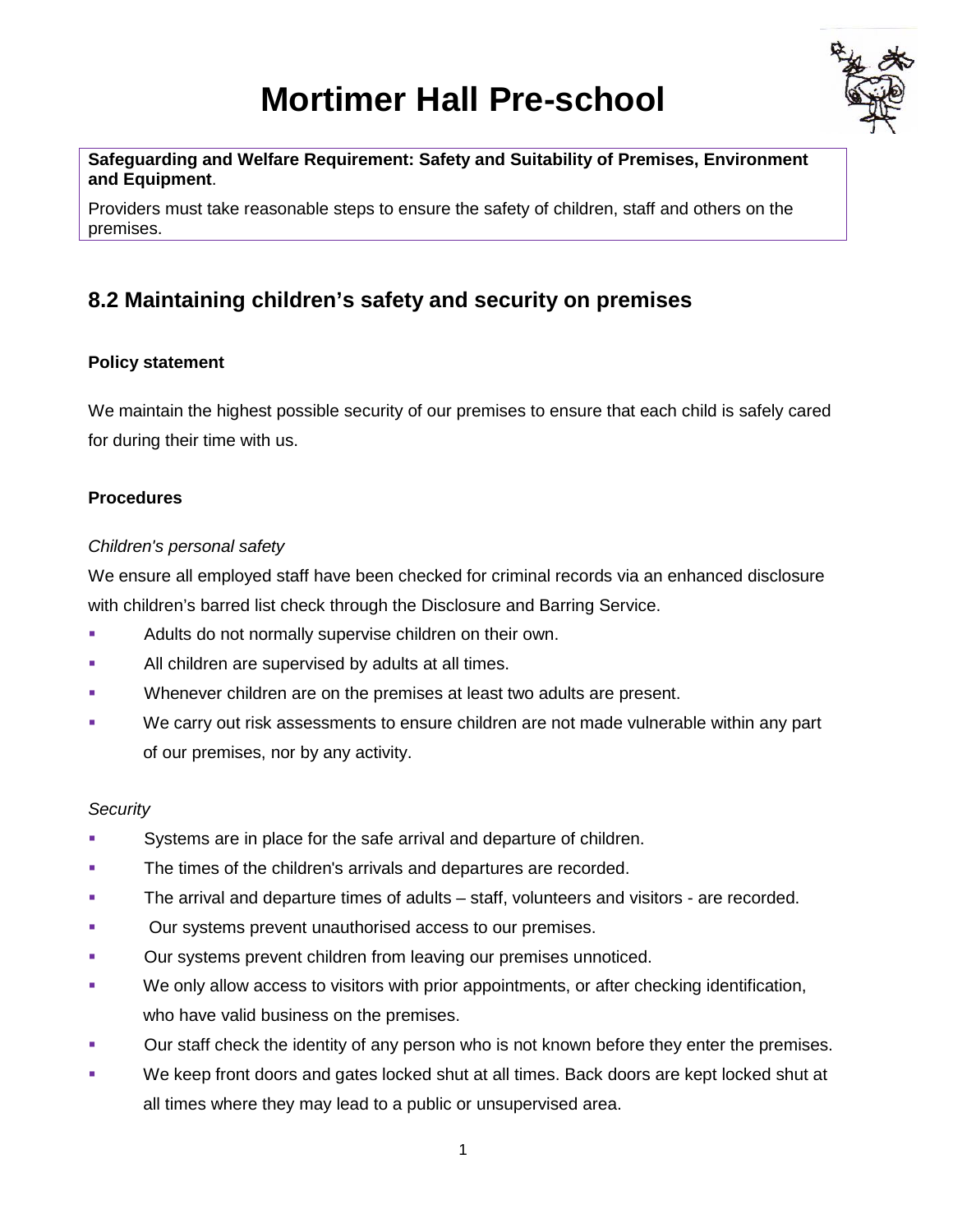# Mortimer Hall Pre-school

**Safeguarding and Welfare Requirement: Safety and Suitability of Premises, Environment and Equipment**.

Providers must take reasonable steps to ensure the safety of children, staff and others on the premises.

## 8.2 Maintaining children's safety and security on premises

**Policy statement**

We maintain the highest possible security of our premises to ensure that each child is safely cared for during their time with us.

**Procedures**

*Children's personal safety*

We ensure all employed staff have been checked for criminal records via an enhanced disclosure with children's barred list check through the Disclosure and Barring Service.

- Adults do not normally supervise children on their own.
- All children are supervised by adults at all times.
- Whenever children are on the premises at least two adults are present.
- We carry out risk assessments to ensure children are not made vulnerable within any part of our premises, nor by any activity.

*Security*

- Systems are in place for the safe arrival and departure of children.
- The times of the children's arrivals and departures are recorded.
- The arrival and departure times of adults – staff, volunteers and visitors - are recorded.
- Our systems prevent unauthorised access to our premises.
- Our systems prevent children from leaving our premises unnoticed.
- We only allow access to visitors with prior appointments, or after checking identification, who have valid business on the premises.
- Our staff check the identity of any person who is not known before they enter the premises.
- We keep front doors and gates locked shut at all times. Back doors are kept locked shut at all times where they may lead to a public or unsupervised area.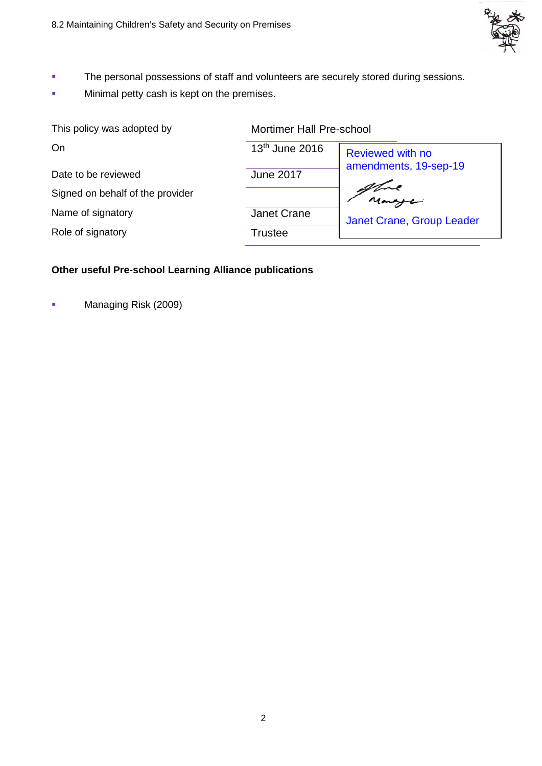- The personal possessions of staff and volunteers are securely stored during sessions.
- Minimal petty cash is kept on the premises.

| | | |
|---|---|---|
| This policy was adopted by | Mortimer Hall Pre-school | |
| On | 13th June 2016 | Reviewed with no amendments, 19-sep-19 |
| Date to be reviewed | June 2017 | |
| Signed on behalf of the provider | | |
| Name of signatory | Janet Crane | Janet Crane, Group Leader |
| Role of signatory | Trustee | |

**Other useful Pre-school Learning Alliance publications**

- Managing Risk (2009)